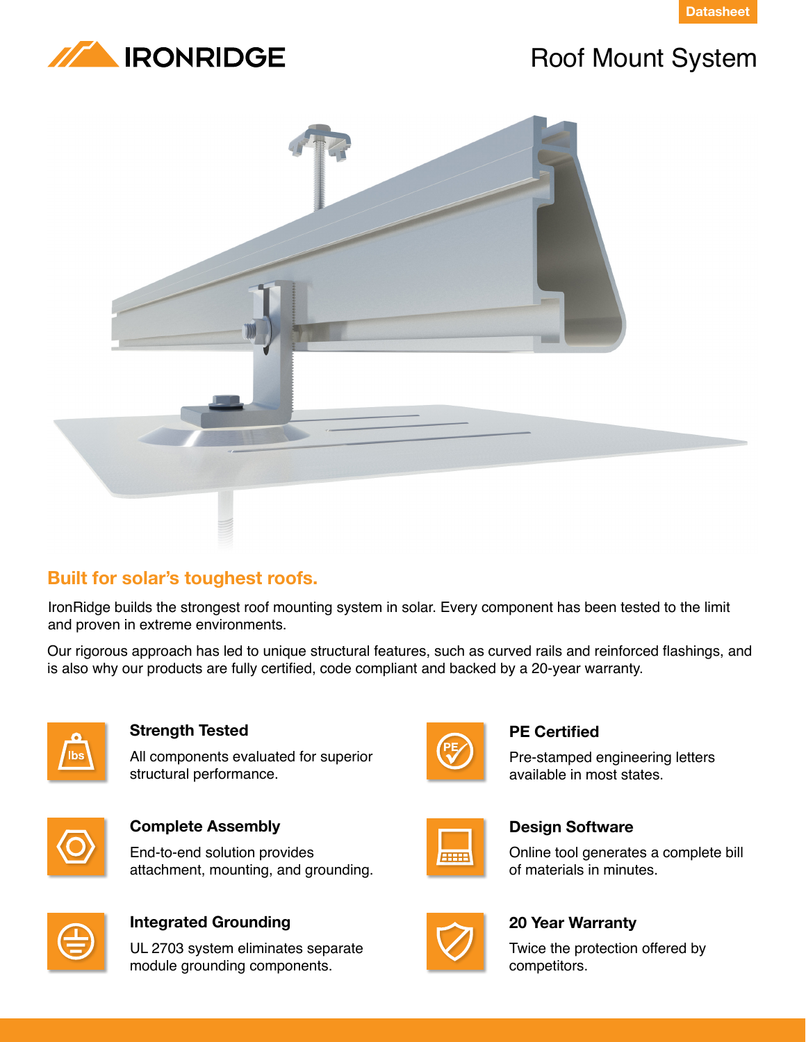Datasheet

# IRONRIDGE

# Roof Mount System

## Built for solar's toughest roofs.

IronRidge builds the strongest roof mounting system in solar. Every component has been tested to the limit and proven in extreme environments.

Our rigorous approach has led to unique structural features, such as curved rails and reinforced flashings, and is also why our products are fully certified, code compliant and backed by a 20-year warranty.

### Strength Tested

All components evaluated for superior structural performance.

### PE Certified

Pre-stamped engineering letters available in most states.

### Complete Assembly

End-to-end solution provides attachment, mounting, and grounding.

### Design Software

Online tool generates a complete bill of materials in minutes.

### Integrated Grounding

UL 2703 system eliminates separate module grounding components.

### 20 Year Warranty

Twice the protection offered by competitors.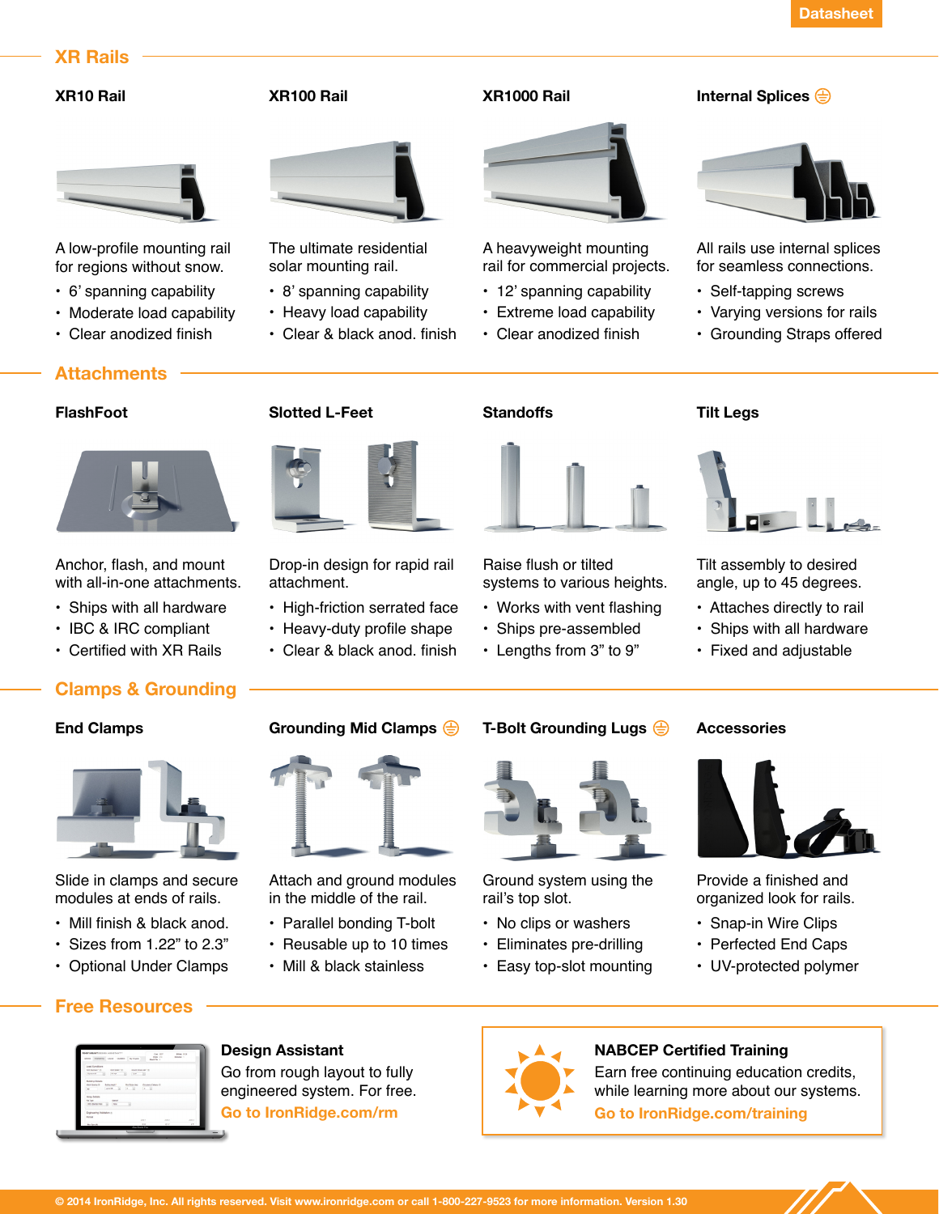## XR Rails

### XR10 Rail

A low-profile mounting rail for regions without snow.

- 6’ spanning capability
- Moderate load capability
- Clear anodized finish

### XR100 Rail

The ultimate residential solar mounting rail.

- 8’ spanning capability
- Heavy load capability
- Clear & black anod. finish

### XR1000 Rail

A heavyweight mounting rail for commercial projects.

- 12’ spanning capability
- Extreme load capability
- Clear anodized finish

### Internal Splices

All rails use internal splices for seamless connections.

- Self-tapping screws
- Varying versions for rails
- Grounding Straps offered

## Attachments

### FlashFoot

Anchor, flash, and mount with all-in-one attachments.

- Ships with all hardware
- IBC & IRC compliant
- Certified with XR Rails

### Slotted L-Feet

Drop-in design for rapid rail attachment.

- High-friction serrated face
- Heavy-duty profile shape
- Clear & black anod. finish

### Standoffs

Raise flush or tilted systems to various heights.

- Works with vent flashing
- Ships pre-assembled
- Lengths from 3” to 9”

### Tilt Legs

Tilt assembly to desired angle, up to 45 degrees.

- Attaches directly to rail
- Ships with all hardware
- Fixed and adjustable

## Clamps & Grounding

### End Clamps

Slide in clamps and secure modules at ends of rails.

- Mill finish & black anod.
- Sizes from 1.22” to 2.3”
- Optional Under Clamps

### Grounding Mid Clamps

Attach and ground modules in the middle of the rail.

- Parallel bonding T-bolt
- Reusable up to 10 times
- Mill & black stainless

### T-Bolt Grounding Lugs

Ground system using the rail’s top slot.

- No clips or washers
- Eliminates pre-drilling
- Easy top-slot mounting

### Accessories

Provide a finished and organized look for rails.

- Snap-in Wire Clips
- Perfected End Caps
- UV-protected polymer

## Free Resources

### Design Assistant

Go from rough layout to fully engineered system. For free.

**Go to IronRidge.com/rm**

### NABCEP Certified Training

Earn free continuing education credits, while learning more about our systems.

**Go to IronRidge.com/training**

© 2014 IronRidge, Inc. All rights reserved. Visit www.ironridge.com or call 1-800-227-9523 for more information. Version 1.30